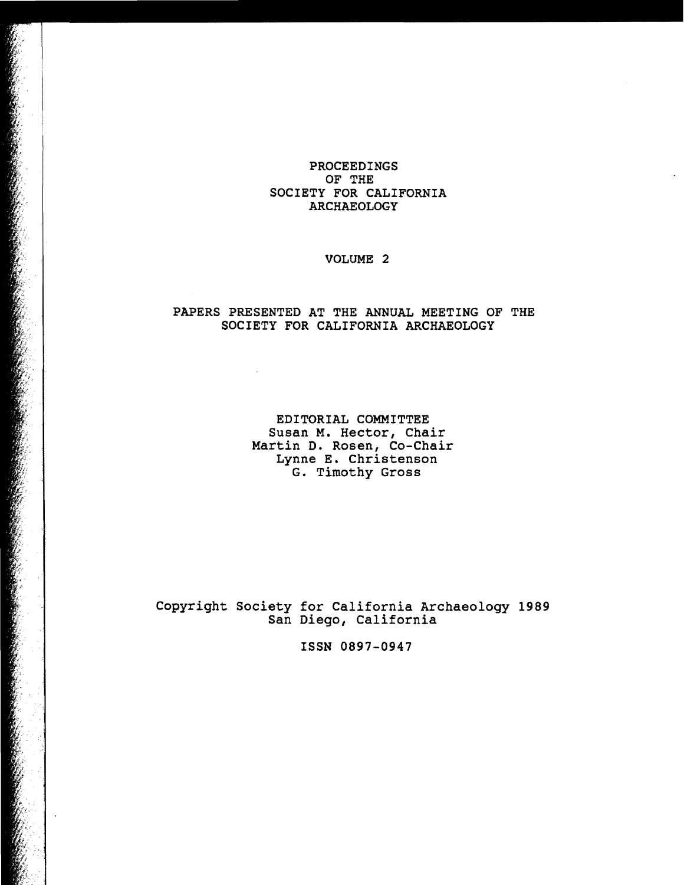# PROCEEDINGS OF THE SOCIETY FOR CALIFORNIA ARCHAEOLOGY

## VOLUME 2

PAPERS PRESENTED AT THE ANNUAL MEETING OF THE SOCIETY FOR CALIFORNIA ARCHAEOLOGY

EDITORIAL COMMITTEE
Susan M. Hector, Chair
Martin D. Rosen, Co-Chair
Lynne E. Christenson
G. Timothy Gross

Copyright Society for California Archaeology 1989
San Diego, California

ISSN 0897-0947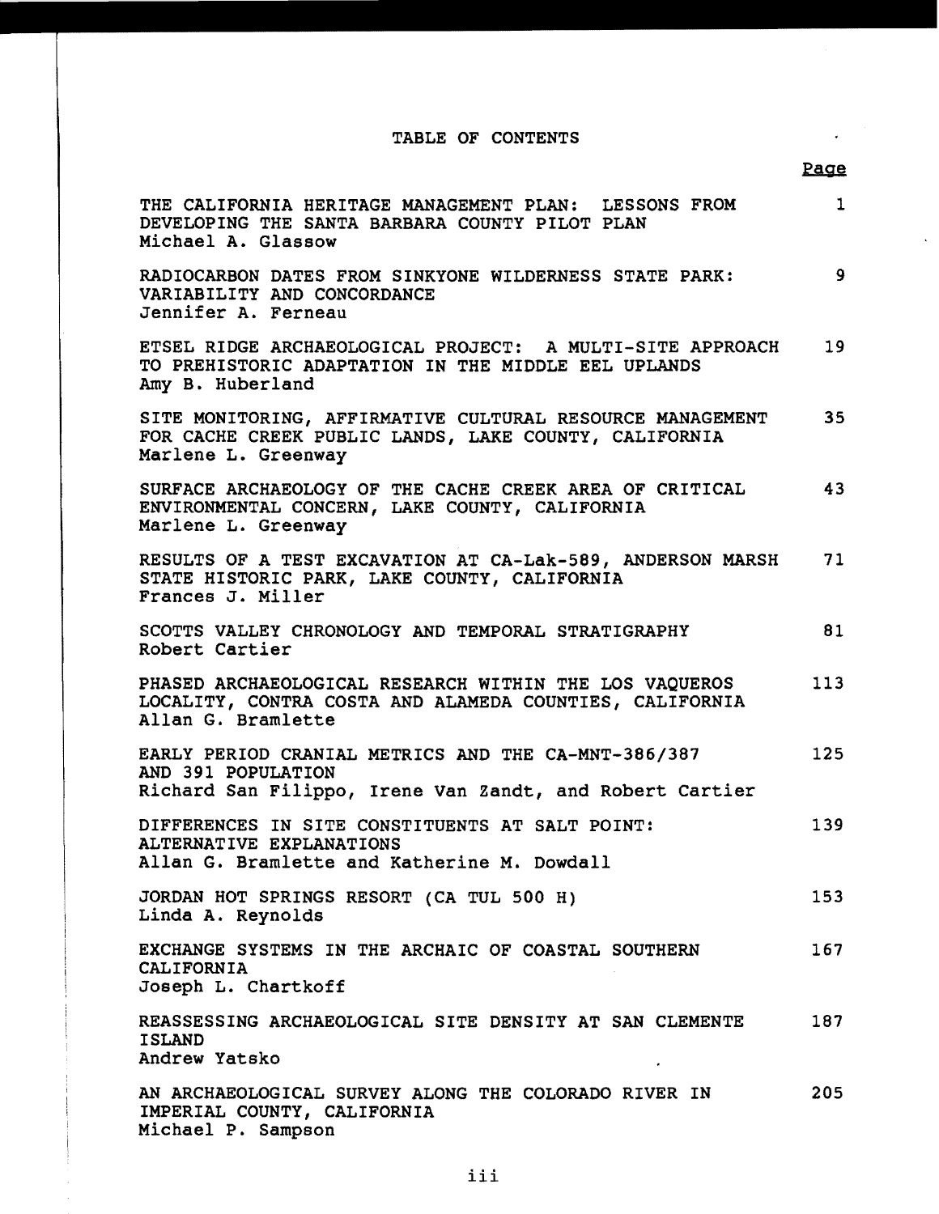# TABLE OF CONTENTS

| | Page |
|---|---|
| THE CALIFORNIA HERITAGE MANAGEMENT PLAN: LESSONS FROM DEVELOPING THE SANTA BARBARA COUNTY PILOT PLAN<br>Michael A. Glassow | 1 |
| RADIOCARBON DATES FROM SINKYONE WILDERNESS STATE PARK: VARIABILITY AND CONCORDANCE<br>Jennifer A. Ferneau | 9 |
| ETSEL RIDGE ARCHAEOLOGICAL PROJECT: A MULTI-SITE APPROACH TO PREHISTORIC ADAPTATION IN THE MIDDLE EEL UPLANDS<br>Amy B. Huberland | 19 |
| SITE MONITORING, AFFIRMATIVE CULTURAL RESOURCE MANAGEMENT FOR CACHE CREEK PUBLIC LANDS, LAKE COUNTY, CALIFORNIA<br>Marlene L. Greenway | 35 |
| SURFACE ARCHAEOLOGY OF THE CACHE CREEK AREA OF CRITICAL ENVIRONMENTAL CONCERN, LAKE COUNTY, CALIFORNIA<br>Marlene L. Greenway | 43 |
| RESULTS OF A TEST EXCAVATION AT CA-Lak-589, ANDERSON MARSH STATE HISTORIC PARK, LAKE COUNTY, CALIFORNIA<br>Frances J. Miller | 71 |
| SCOTTS VALLEY CHRONOLOGY AND TEMPORAL STRATIGRAPHY<br>Robert Cartier | 81 |
| PHASED ARCHAEOLOGICAL RESEARCH WITHIN THE LOS VAQUEROS LOCALITY, CONTRA COSTA AND ALAMEDA COUNTIES, CALIFORNIA<br>Allan G. Bramlette | 113 |
| EARLY PERIOD CRANIAL METRICS AND THE CA-MNT-386/387 AND 391 POPULATION<br>Richard San Filippo, Irene Van Zandt, and Robert Cartier | 125 |
| DIFFERENCES IN SITE CONSTITUENTS AT SALT POINT: ALTERNATIVE EXPLANATIONS<br>Allan G. Bramlette and Katherine M. Dowdall | 139 |
| JORDAN HOT SPRINGS RESORT (CA TUL 500 H)<br>Linda A. Reynolds | 153 |
| EXCHANGE SYSTEMS IN THE ARCHAIC OF COASTAL SOUTHERN CALIFORNIA<br>Joseph L. Chartkoff | 167 |
| REASSESSING ARCHAEOLOGICAL SITE DENSITY AT SAN CLEMENTE ISLAND<br>Andrew Yatsko | 187 |
| AN ARCHAEOLOGICAL SURVEY ALONG THE COLORADO RIVER IN IMPERIAL COUNTY, CALIFORNIA<br>Michael P. Sampson | 205 |